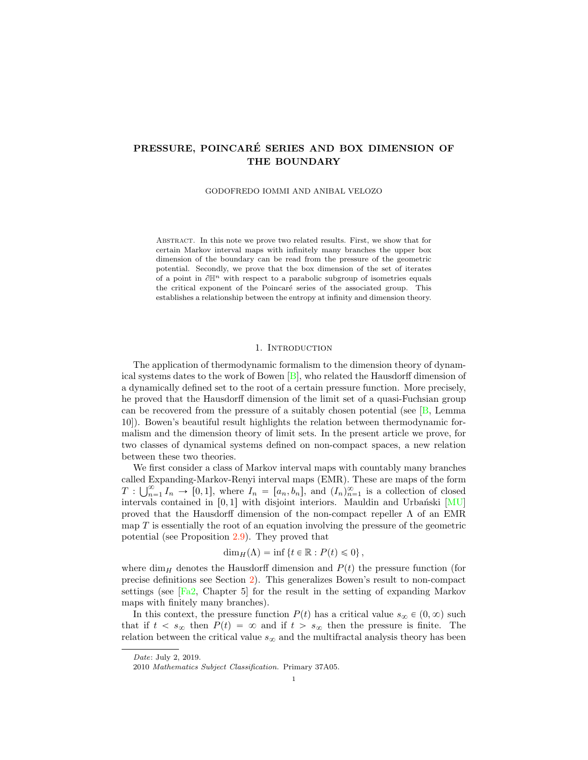# PRESSURE, POINCARÉ SERIES AND BOX DIMENSION OF THE BOUNDARY

GODOFREDO IOMMI AND ANIBAL VELOZO

Abstract. In this note we prove two related results. First, we show that for certain Markov interval maps with infinitely many branches the upper box dimension of the boundary can be read from the pressure of the geometric potential. Secondly, we prove that the box dimension of the set of iterates of a point in $\partial \mathbb{H}^n$ with respect to a parabolic subgroup of isometries equals the critical exponent of the Poincaré series of the associated group. This establishes a relationship between the entropy at infinity and dimension theory.

## 1. Introduction

The application of thermodynamic formalism to the dimension theory of dynamical systems dates to the work of Bowen [B], who related the Hausdorff dimension of a dynamically defined set to the root of a certain pressure function. More precisely, he proved that the Hausdorff dimension of the limit set of a quasi-Fuchsian group can be recovered from the pressure of a suitably chosen potential (see [B, Lemma 10]). Bowen's beautiful result highlights the relation between thermodynamic formalism and the dimension theory of limit sets. In the present article we prove, for two classes of dynamical systems defined on non-compact spaces, a new relation between these two theories.

We first consider a class of Markov interval maps with countably many branches called Expanding-Markov-Renyi interval maps (EMR). These are maps of the form $T : \bigcup_{n=1}^{\infty} I_n \to [0,1]$, where $I_n = [a_n, b_n]$, and $(I_n)_{n=1}^{\infty}$ is a collection of closed intervals contained in $[0,1]$ with disjoint interiors. Mauldin and Urbański [MU] proved that the Hausdorff dimension of the non-compact repeller $\Lambda$ of an EMR map $T$ is essentially the root of an equation involving the pressure of the geometric potential (see Proposition 2.9). They proved that

$$\dim_H(\Lambda) = \inf \{t \in \mathbb{R} : P(t) \leqslant 0\},$$

where $\dim_H$ denotes the Hausdorff dimension and $P(t)$ the pressure function (for precise definitions see Section 2). This generalizes Bowen's result to non-compact settings (see [Fa2, Chapter 5] for the result in the setting of expanding Markov maps with finitely many branches).

In this context, the pressure function $P(t)$ has a critical value $s_\infty \in (0, \infty)$ such that if $t < s_\infty$ then $P(t) = \infty$ and if $t > s_\infty$ then the pressure is finite. The relation between the critical value $s_\infty$ and the multifractal analysis theory has been

*Date*: July 2, 2019.

2010 *Mathematics Subject Classification.* Primary 37A05.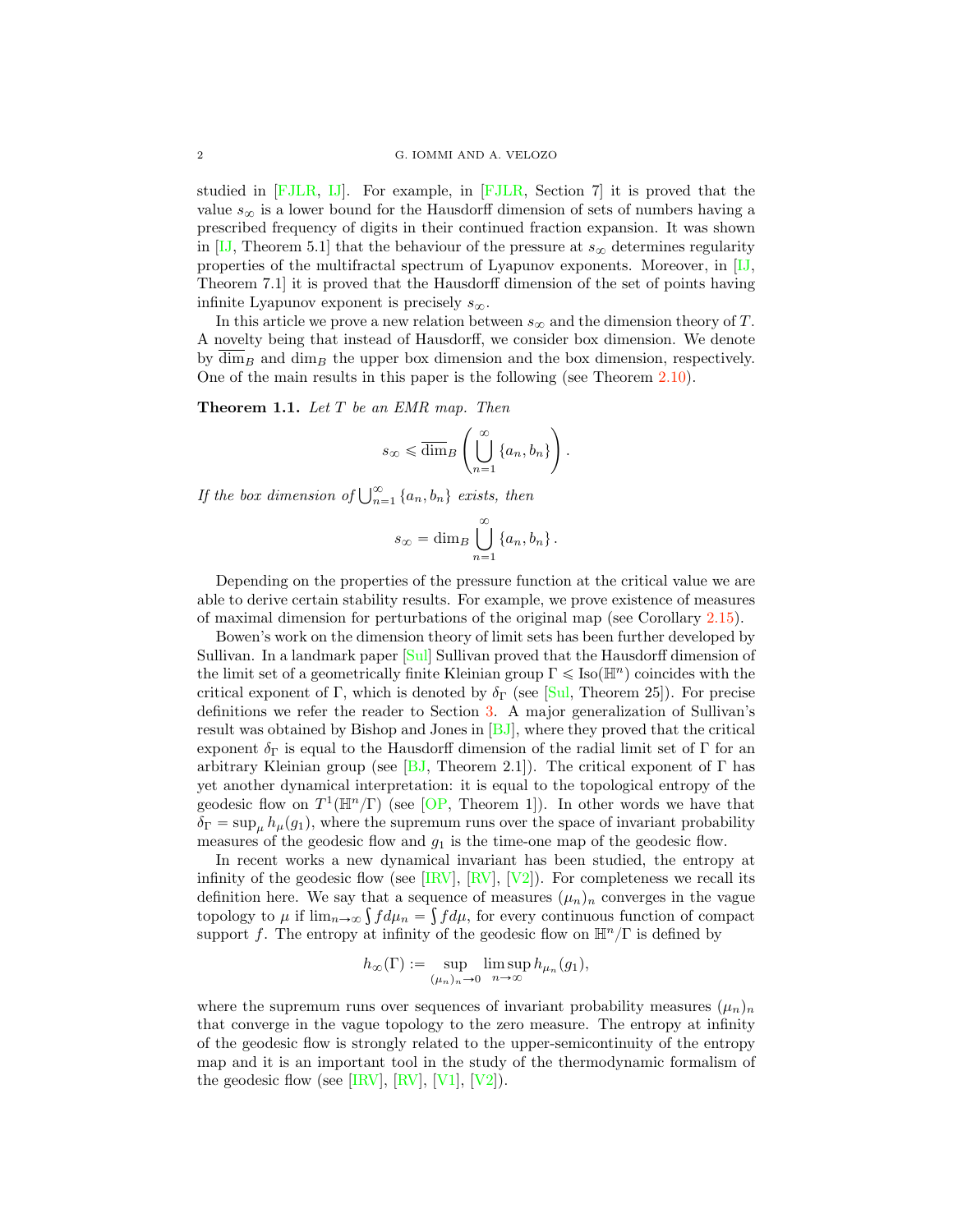studied in [FJLR, IJ]. For example, in [FJLR, Section 7] it is proved that the value $s_\infty$ is a lower bound for the Hausdorff dimension of sets of numbers having a prescribed frequency of digits in their continued fraction expansion. It was shown in [IJ, Theorem 5.1] that the behaviour of the pressure at $s_\infty$ determines regularity properties of the multifractal spectrum of Lyapunov exponents. Moreover, in [IJ, Theorem 7.1] it is proved that the Hausdorff dimension of the set of points having infinite Lyapunov exponent is precisely $s_\infty$.

In this article we prove a new relation between $s_\infty$ and the dimension theory of $T$. A novelty being that instead of Hausdorff, we consider box dimension. We denote by $\overline{\dim}_B$ and $\dim_B$ the upper box dimension and the box dimension, respectively. One of the main results in this paper is the following (see Theorem 2.10).

**Theorem 1.1.** *Let $T$ be an EMR map. Then*

$$s_\infty \leqslant \overline{\dim}_B \left( \bigcup_{n=1}^{\infty} \{a_n, b_n\} \right).$$

*If the box dimension of $\bigcup_{n=1}^{\infty} \{a_n, b_n\}$ exists, then*

$$s_\infty = \dim_B \bigcup_{n=1}^{\infty} \{a_n, b_n\}.$$

Depending on the properties of the pressure function at the critical value we are able to derive certain stability results. For example, we prove existence of measures of maximal dimension for perturbations of the original map (see Corollary 2.15).

Bowen's work on the dimension theory of limit sets has been further developed by Sullivan. In a landmark paper [Sul] Sullivan proved that the Hausdorff dimension of the limit set of a geometrically finite Kleinian group $\Gamma \leqslant \mathrm{Iso}(\mathbb{H}^n)$ coincides with the critical exponent of $\Gamma$, which is denoted by $\delta_\Gamma$ (see [Sul, Theorem 25]). For precise definitions we refer the reader to Section 3. A major generalization of Sullivan's result was obtained by Bishop and Jones in [BJ], where they proved that the critical exponent $\delta_\Gamma$ is equal to the Hausdorff dimension of the radial limit set of $\Gamma$ for an arbitrary Kleinian group (see [BJ, Theorem 2.1]). The critical exponent of $\Gamma$ has yet another dynamical interpretation: it is equal to the topological entropy of the geodesic flow on $T^1(\mathbb{H}^n/\Gamma)$ (see [OP, Theorem 1]). In other words we have that $\delta_\Gamma = \sup_\mu h_\mu(g_1)$, where the supremum runs over the space of invariant probability measures of the geodesic flow and $g_1$ is the time-one map of the geodesic flow.

In recent works a new dynamical invariant has been studied, the entropy at infinity of the geodesic flow (see [IRV], [RV], [V2]). For completeness we recall its definition here. We say that a sequence of measures $(\mu_n)_n$ converges in the vague topology to $\mu$ if $\lim_{n\to\infty} \int f d\mu_n = \int f d\mu$, for every continuous function of compact support $f$. The entropy at infinity of the geodesic flow on $\mathbb{H}^n/\Gamma$ is defined by

$$h_\infty(\Gamma) := \sup_{(\mu_n)_n \to 0} \limsup_{n\to\infty} h_{\mu_n}(g_1),$$

where the supremum runs over sequences of invariant probability measures $(\mu_n)_n$ that converge in the vague topology to the zero measure. The entropy at infinity of the geodesic flow is strongly related to the upper-semicontinuity of the entropy map and it is an important tool in the study of the thermodynamic formalism of the geodesic flow (see [IRV], [RV], [V1], [V2]).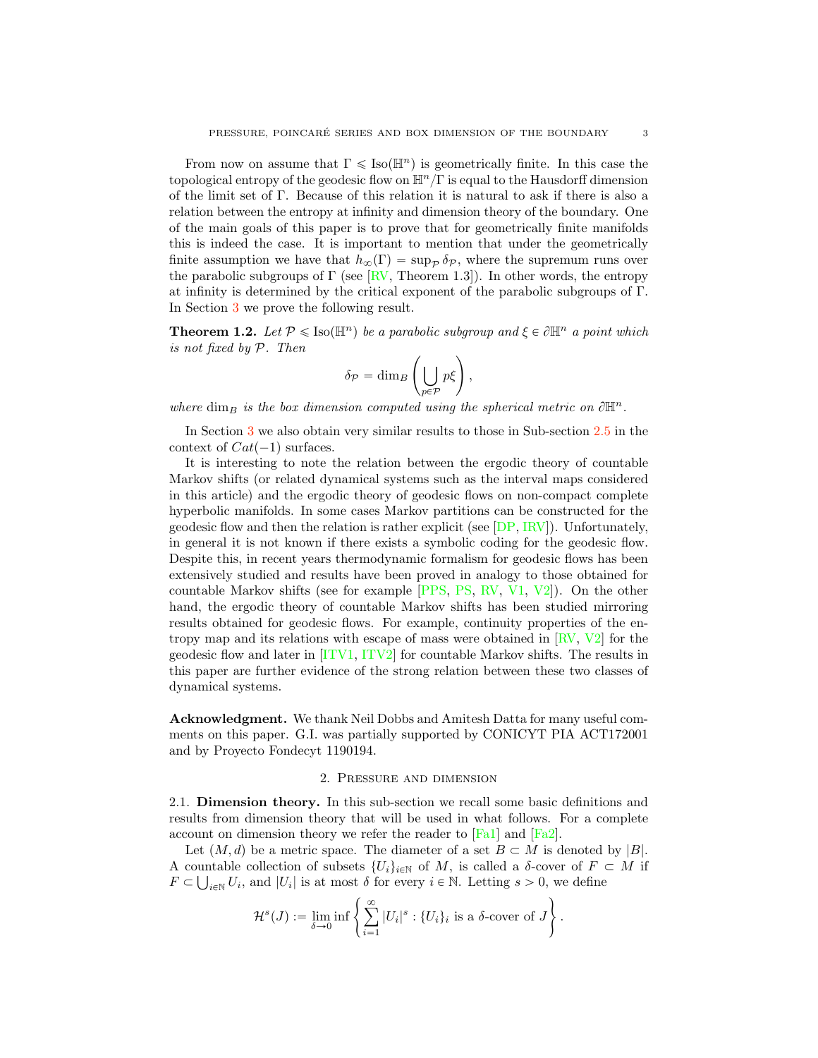From now on assume that $\Gamma \leqslant \text{Iso}(\mathbb{H}^n)$ is geometrically finite. In this case the topological entropy of the geodesic flow on $\mathbb{H}^n/\Gamma$ is equal to the Hausdorff dimension of the limit set of $\Gamma$. Because of this relation it is natural to ask if there is also a relation between the entropy at infinity and dimension theory of the boundary. One of the main goals of this paper is to prove that for geometrically finite manifolds this is indeed the case. It is important to mention that under the geometrically finite assumption we have that $h_\infty(\Gamma) = \sup_{\mathcal{P}} \delta_{\mathcal{P}}$, where the supremum runs over the parabolic subgroups of $\Gamma$ (see [RV, Theorem 1.3]). In other words, the entropy at infinity is determined by the critical exponent of the parabolic subgroups of $\Gamma$. In Section 3 we prove the following result.

**Theorem 1.2.** *Let $\mathcal{P} \leqslant \text{Iso}(\mathbb{H}^n)$ be a parabolic subgroup and $\xi \in \partial\mathbb{H}^n$ a point which is not fixed by $\mathcal{P}$. Then*

$$\delta_{\mathcal{P}} = \dim_B \left( \bigcup_{p \in \mathcal{P}} p\xi \right),$$

*where $\dim_B$ is the box dimension computed using the spherical metric on $\partial\mathbb{H}^n$.*

In Section 3 we also obtain very similar results to those in Sub-section 2.5 in the context of $Cat(-1)$ surfaces.

It is interesting to note the relation between the ergodic theory of countable Markov shifts (or related dynamical systems such as the interval maps considered in this article) and the ergodic theory of geodesic flows on non-compact complete hyperbolic manifolds. In some cases Markov partitions can be constructed for the geodesic flow and then the relation is rather explicit (see [DP, IRV]). Unfortunately, in general it is not known if there exists a symbolic coding for the geodesic flow. Despite this, in recent years thermodynamic formalism for geodesic flows has been extensively studied and results have been proved in analogy to those obtained for countable Markov shifts (see for example [PPS, PS, RV, V1, V2]). On the other hand, the ergodic theory of countable Markov shifts has been studied mirroring results obtained for geodesic flows. For example, continuity properties of the entropy map and its relations with escape of mass were obtained in [RV, V2] for the geodesic flow and later in [ITV1, ITV2] for countable Markov shifts. The results in this paper are further evidence of the strong relation between these two classes of dynamical systems.

**Acknowledgment.** We thank Neil Dobbs and Amitesh Datta for many useful comments on this paper. G.I. was partially supported by CONICYT PIA ACT172001 and by Proyecto Fondecyt 1190194.

## 2. Pressure and dimension

2.1. **Dimension theory.** In this sub-section we recall some basic definitions and results from dimension theory that will be used in what follows. For a complete account on dimension theory we refer the reader to [Fa1] and [Fa2].

Let $(M, d)$ be a metric space. The diameter of a set $B \subset M$ is denoted by $|B|$. A countable collection of subsets $\{U_i\}_{i \in \mathbb{N}}$ of $M$, is called a $\delta$-cover of $F \subset M$ if $F \subset \bigcup_{i \in \mathbb{N}} U_i$, and $|U_i|$ is at most $\delta$ for every $i \in \mathbb{N}$. Letting $s > 0$, we define

$$\mathcal{H}^s(J) := \lim_{\delta \to 0} \inf \left\{ \sum_{i=1}^{\infty} |U_i|^s : \{U_i\}_i \text{ is a } \delta\text{-cover of } J \right\}.$$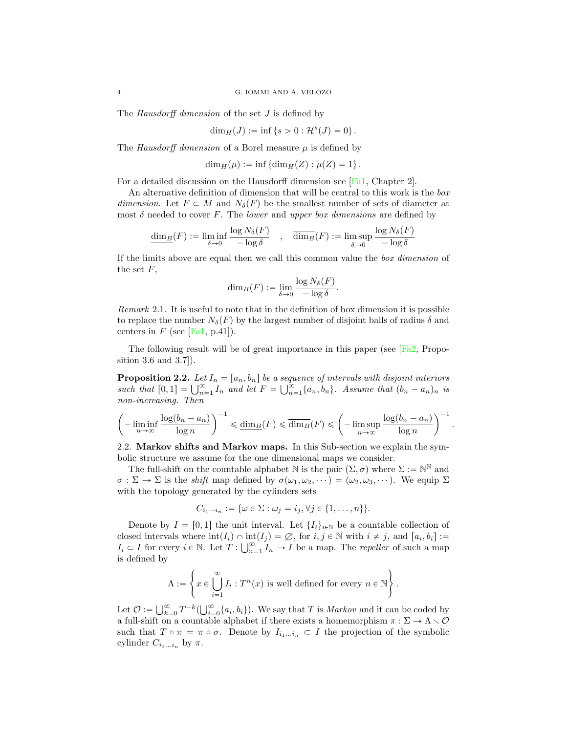The *Hausdorff dimension* of the set $J$ is defined by

$$\dim_H(J) := \inf \{s > 0 : \mathcal{H}^s(J) = 0\}.$$

The *Hausdorff dimension* of a Borel measure $\mu$ is defined by

$$\dim_H(\mu) := \inf \{\dim_H(Z) : \mu(Z) = 1\}.$$

For a detailed discussion on the Hausdorff dimension see [Fa1, Chapter 2].

An alternative definition of dimension that will be central to this work is the *box dimension*. Let $F \subset M$ and $N_\delta(F)$ be the smallest number of sets of diameter at most $\delta$ needed to cover $F$. The *lower* and *upper box dimensions* are defined by

$$\underline{\dim}_B(F) := \liminf_{\delta \to 0} \frac{\log N_\delta(F)}{-\log \delta} \quad , \quad \overline{\dim}_B(F) := \limsup_{\delta \to 0} \frac{\log N_\delta(F)}{-\log \delta}$$

If the limits above are equal then we call this common value the *box dimension* of the set $F$,

$$\dim_B(F) := \lim_{\delta \to 0} \frac{\log N_\delta(F)}{-\log \delta}.$$

*Remark* 2.1. It is useful to note that in the definition of box dimension it is possible to replace the number $N_\delta(F)$ by the largest number of disjoint balls of radius $\delta$ and centers in $F$ (see [Fa1, p.41]).

The following result will be of great importance in this paper (see [Fa2, Proposition 3.6 and 3.7]).

**Proposition 2.2.** *Let $I_n = [a_n, b_n]$ be a sequence of intervals with disjoint interiors such that $[0,1] = \bigcup_{n=1}^{\infty} I_n$ and let $F = \bigcup_{n=1}^{\infty} \{a_n, b_n\}$. Assume that $(b_n - a_n)_n$ is non-increasing. Then*

$$\left( -\liminf_{n \to \infty} \frac{\log(b_n - a_n)}{\log n} \right)^{-1} \leqslant \underline{\dim}_B(F) \leqslant \overline{\dim}_B(F) \leqslant \left( -\limsup_{n \to \infty} \frac{\log(b_n - a_n)}{\log n} \right)^{-1}.$$

2.2. **Markov shifts and Markov maps.** In this Sub-section we explain the symbolic structure we assume for the one dimensional maps we consider.

The full-shift on the countable alphabet $\mathbb{N}$ is the pair $(\Sigma, \sigma)$ where $\Sigma := \mathbb{N}^{\mathbb{N}}$ and $\sigma : \Sigma \to \Sigma$ is the *shift* map defined by $\sigma(\omega_1, \omega_2, \cdots) = (\omega_2, \omega_3, \cdots)$. We equip $\Sigma$ with the topology generated by the cylinders sets

$$C_{i_1 \cdots i_n} := \{\omega \in \Sigma : \omega_j = i_j, \forall j \in \{1, \ldots, n\}\}.$$

Denote by $I = [0,1]$ the unit interval. Let $\{I_i\}_{i \in \mathbb{N}}$ be a countable collection of closed intervals where $\operatorname{int}(I_i) \cap \operatorname{int}(I_j) = \varnothing$, for $i, j \in \mathbb{N}$ with $i \neq j$, and $[a_i, b_i] := I_i \subset I$ for every $i \in \mathbb{N}$. Let $T : \bigcup_{n=1}^{\infty} I_n \to I$ be a map. The *repeller* of such a map is defined by

$$\Lambda := \left\{ x \in \bigcup_{i=1}^{\infty} I_i : T^n(x) \text{ is well defined for every } n \in \mathbb{N} \right\}.$$

Let $\mathcal{O} := \bigcup_{k=0}^{\infty} T^{-k}(\bigcup_{i=0}^{\infty} \{a_i, b_i\})$. We say that $T$ is *Markov* and it can be coded by a full-shift on a countable alphabet if there exists a homemorphism $\pi : \Sigma \to \Lambda \setminus \mathcal{O}$ such that $T \circ \pi = \pi \circ \sigma$. Denote by $I_{i_1 \ldots i_n} \subset I$ the projection of the symbolic cylinder $C_{i_1 \ldots i_n}$ by $\pi$.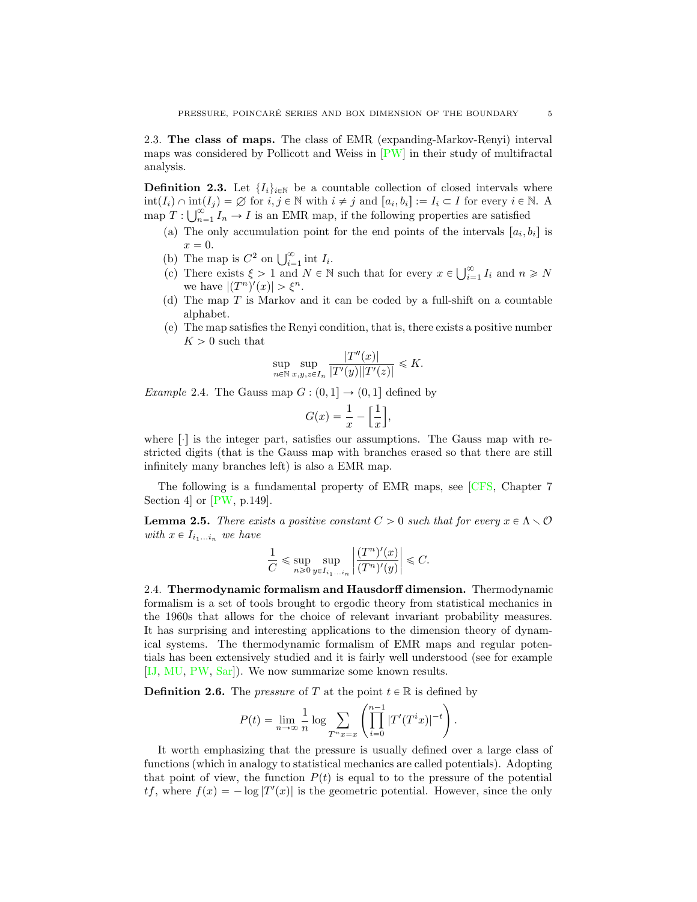### 2.3. The class of maps.

The class of EMR (expanding-Markov-Renyi) interval maps was considered by Pollicott and Weiss in [PW] in their study of multifractal analysis.

**Definition 2.3.** Let $\{I_i\}_{i\in\mathbb{N}}$ be a countable collection of closed intervals where $\text{int}(I_i) \cap \text{int}(I_j) = \varnothing$ for $i, j \in \mathbb{N}$ with $i \neq j$ and $[a_i, b_i] := I_i \subset I$ for every $i \in \mathbb{N}$. A map $T : \bigcup_{n=1}^{\infty} I_n \to I$ is an EMR map, if the following properties are satisfied

- (a) The only accumulation point for the end points of the intervals $[a_i, b_i]$ is $x = 0$.
- (b) The map is $C^2$ on $\bigcup_{i=1}^{\infty} \text{int } I_i$.
- (c) There exists $\xi > 1$ and $N \in \mathbb{N}$ such that for every $x \in \bigcup_{i=1}^{\infty} I_i$ and $n \geqslant N$ we have $|(T^n)'(x)| > \xi^n$.
- (d) The map $T$ is Markov and it can be coded by a full-shift on a countable alphabet.
- (e) The map satisfies the Renyi condition, that is, there exists a positive number $K > 0$ such that

$$\sup_{n\in\mathbb{N}} \sup_{x,y,z\in I_n} \frac{|T''(x)|}{|T'(y)||T'(z)|} \leqslant K.$$

*Example* 2.4. The Gauss map $G : (0, 1] \to (0, 1]$ defined by

$$G(x) = \frac{1}{x} - \left[\frac{1}{x}\right],$$

where $[\cdot]$ is the integer part, satisfies our assumptions. The Gauss map with restricted digits (that is the Gauss map with branches erased so that there are still infinitely many branches left) is also a EMR map.

The following is a fundamental property of EMR maps, see [CFS, Chapter 7 Section 4] or [PW, p.149].

**Lemma 2.5.** *There exists a positive constant $C > 0$ such that for every $x \in \Lambda \smallsetminus \mathcal{O}$ with $x \in I_{i_1\dots i_n}$ we have*

$$\frac{1}{C} \leqslant \sup_{n\geqslant 0} \sup_{y\in I_{i_1\dots i_n}} \left| \frac{(T^n)'(x)}{(T^n)'(y)} \right| \leqslant C.$$

### 2.4. Thermodynamic formalism and Hausdorff dimension.

Thermodynamic formalism is a set of tools brought to ergodic theory from statistical mechanics in the 1960s that allows for the choice of relevant invariant probability measures. It has surprising and interesting applications to the dimension theory of dynamical systems. The thermodynamic formalism of EMR maps and regular potentials has been extensively studied and it is fairly well understood (see for example [IJ, MU, PW, Sar]). We now summarize some known results.

**Definition 2.6.** The *pressure* of $T$ at the point $t \in \mathbb{R}$ is defined by

$$P(t) = \lim_{n\to\infty} \frac{1}{n} \log \sum_{T^n x = x} \left( \prod_{i=0}^{n-1} |T'(T^i x)|^{-t} \right).$$

It worth emphasizing that the pressure is usually defined over a large class of functions (which in analogy to statistical mechanics are called potentials). Adopting that point of view, the function $P(t)$ is equal to to the pressure of the potential $tf$, where $f(x) = -\log |T'(x)|$ is the geometric potential. However, since the only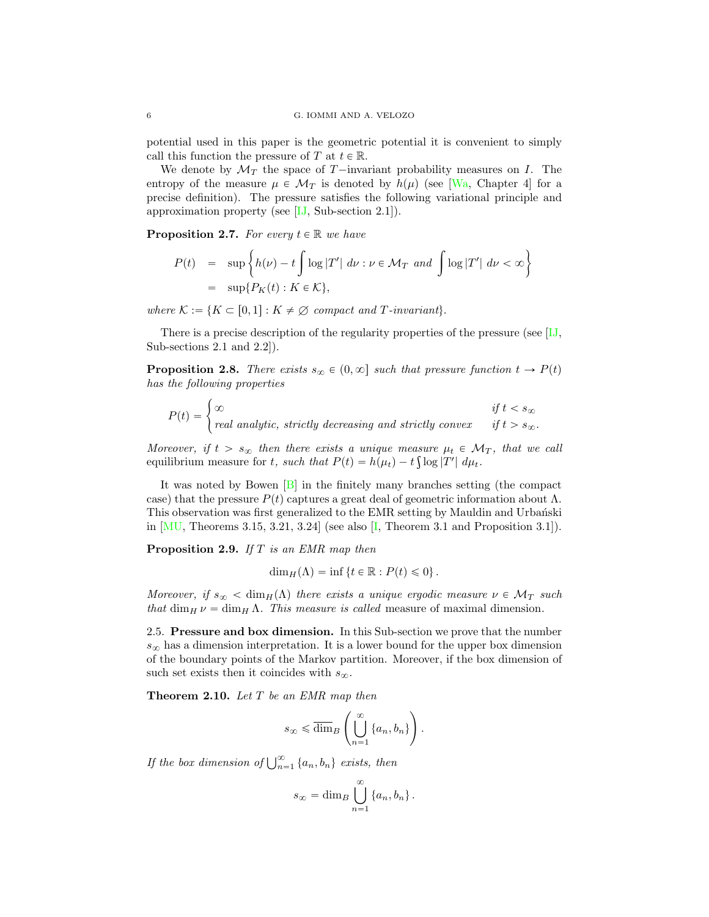potential used in this paper is the geometric potential it is convenient to simply call this function the pressure of $T$ at $t \in \mathbb{R}$.

We denote by $\mathcal{M}_T$ the space of $T$−invariant probability measures on $I$. The entropy of the measure $\mu \in \mathcal{M}_T$ is denoted by $h(\mu)$ (see [Wa, Chapter 4] for a precise definition). The pressure satisfies the following variational principle and approximation property (see [IJ, Sub-section 2.1]).

**Proposition 2.7.** *For every $t \in \mathbb{R}$ we have*

$$
\begin{aligned}
P(t) &= \sup\left\{ h(\nu) - t\int \log|T'| \, d\nu : \nu \in \mathcal{M}_T \text{ and } \int \log|T'| \, d\nu < \infty \right\} \\
&= \sup\{P_K(t) : K \in \mathcal{K}\},
\end{aligned}
$$

*where $\mathcal{K} := \{K \subset [0,1] : K \neq \varnothing$ compact and $T$-invariant$\}$.*

There is a precise description of the regularity properties of the pressure (see [IJ, Sub-sections 2.1 and 2.2]).

**Proposition 2.8.** *There exists $s_\infty \in (0, \infty]$ such that pressure function $t \to P(t)$ has the following properties*

$$
P(t) = \begin{cases} \infty & \text{if } t < s_\infty \\ \text{real analytic, strictly decreasing and strictly convex} & \text{if } t > s_\infty. \end{cases}
$$

*Moreover, if $t > s_\infty$ then there exists a unique measure $\mu_t \in \mathcal{M}_T$, that we call* equilibrium measure *for $t$, such that $P(t) = h(\mu_t) - t\int \log|T'| \, d\mu_t$.*

It was noted by Bowen [B] in the finitely many branches setting (the compact case) that the pressure $P(t)$ captures a great deal of geometric information about $\Lambda$. This observation was first generalized to the EMR setting by Mauldin and Urbański in [MU, Theorems 3.15, 3.21, 3.24] (see also [I, Theorem 3.1 and Proposition 3.1]).

**Proposition 2.9.** *If $T$ is an EMR map then*

$$
\dim_H(\Lambda) = \inf\{t \in \mathbb{R} : P(t) \leqslant 0\}.
$$

*Moreover, if $s_\infty < \dim_H(\Lambda)$ there exists a unique ergodic measure $\nu \in \mathcal{M}_T$ such that $\dim_H \nu = \dim_H \Lambda$. This measure is called* measure of maximal dimension.

2.5. **Pressure and box dimension.** In this Sub-section we prove that the number $s_\infty$ has a dimension interpretation. It is a lower bound for the upper box dimension of the boundary points of the Markov partition. Moreover, if the box dimension of such set exists then it coincides with $s_\infty$.

**Theorem 2.10.** *Let $T$ be an EMR map then*

$$
s_\infty \leqslant \overline{\dim}_B \left( \bigcup_{n=1}^{\infty} \{a_n, b_n\} \right).
$$

*If the box dimension of $\bigcup_{n=1}^{\infty} \{a_n, b_n\}$ exists, then*

$$
s_\infty = \dim_B \bigcup_{n=1}^{\infty} \{a_n, b_n\}.
$$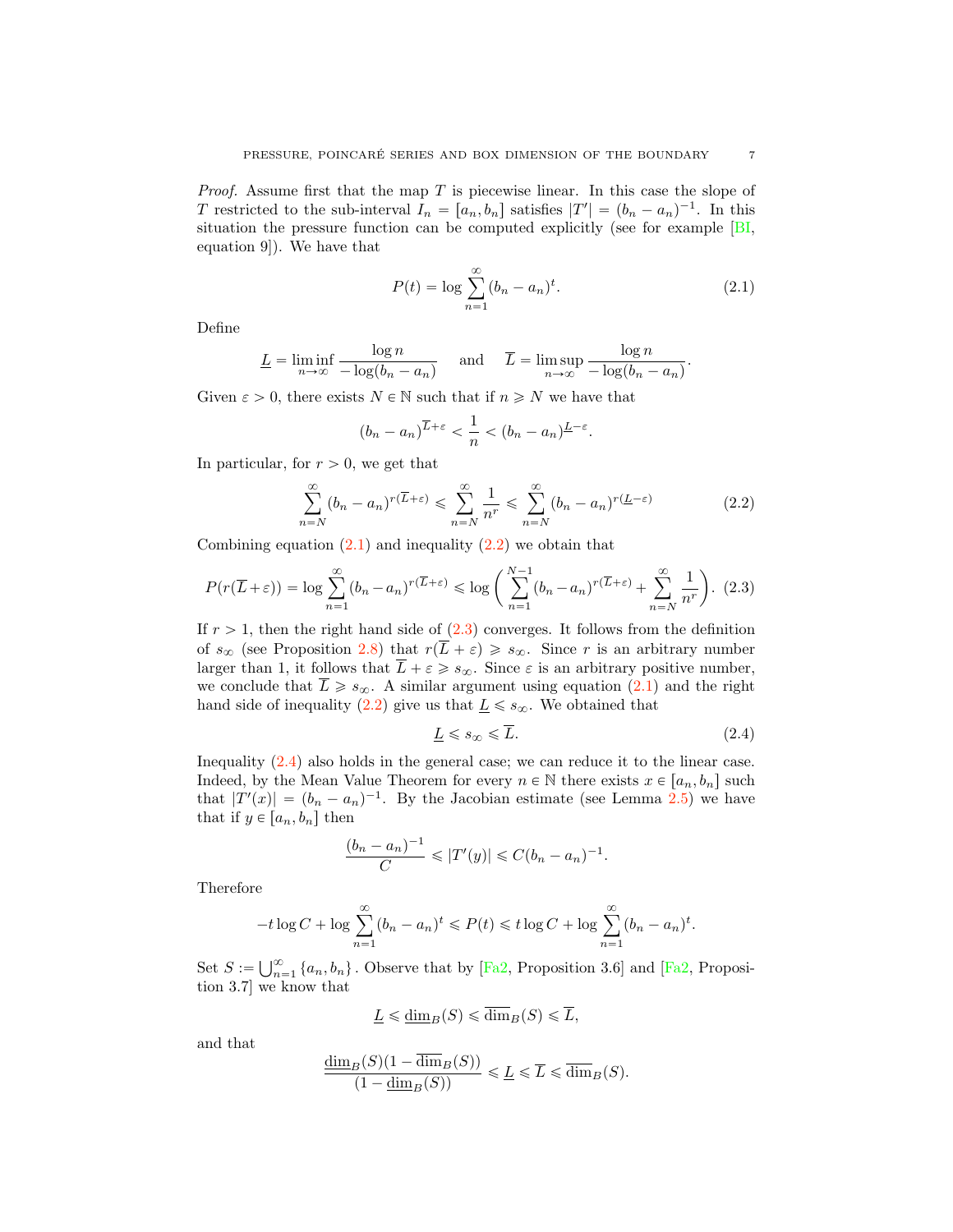*Proof.* Assume first that the map $T$ is piecewise linear. In this case the slope of $T$ restricted to the sub-interval $I_n = [a_n, b_n]$ satisfies $|T'| = (b_n - a_n)^{-1}$. In this situation the pressure function can be computed explicitly (see for example [BI, equation 9]). We have that

$$P(t) = \log \sum_{n=1}^{\infty} (b_n - a_n)^t. \tag{2.1}$$

Define

$$\underline{L} = \liminf_{n \to \infty} \frac{\log n}{-\log(b_n - a_n)} \quad \text{and} \quad \overline{L} = \limsup_{n \to \infty} \frac{\log n}{-\log(b_n - a_n)}.$$

Given $\varepsilon > 0$, there exists $N \in \mathbb{N}$ such that if $n \geqslant N$ we have that

$$(b_n - a_n)^{\overline{L}+\varepsilon} < \frac{1}{n} < (b_n - a_n)^{\underline{L}-\varepsilon}.$$

In particular, for $r > 0$, we get that

$$\sum_{n=N}^{\infty} (b_n - a_n)^{r(\overline{L}+\varepsilon)} \leqslant \sum_{n=N}^{\infty} \frac{1}{n^r} \leqslant \sum_{n=N}^{\infty} (b_n - a_n)^{r(\underline{L}-\varepsilon)} \tag{2.2}$$

Combining equation (2.1) and inequality (2.2) we obtain that

$$P(r(\overline{L}+\varepsilon)) = \log \sum_{n=1}^{\infty} (b_n - a_n)^{r(\overline{L}+\varepsilon)} \leqslant \log \left( \sum_{n=1}^{N-1} (b_n - a_n)^{r(\overline{L}+\varepsilon)} + \sum_{n=N}^{\infty} \frac{1}{n^r} \right). \tag{2.3}$$

If $r > 1$, then the right hand side of (2.3) converges. It follows from the definition of $s_\infty$ (see Proposition 2.8) that $r(\overline{L} + \varepsilon) \geqslant s_\infty$. Since $r$ is an arbitrary number larger than 1, it follows that $\overline{L} + \varepsilon \geqslant s_\infty$. Since $\varepsilon$ is an arbitrary positive number, we conclude that $\overline{L} \geqslant s_\infty$. A similar argument using equation (2.1) and the right hand side of inequality (2.2) give us that $\underline{L} \leqslant s_\infty$. We obtained that

$$\underline{L} \leqslant s_\infty \leqslant \overline{L}. \tag{2.4}$$

Inequality (2.4) also holds in the general case; we can reduce it to the linear case. Indeed, by the Mean Value Theorem for every $n \in \mathbb{N}$ there exists $x \in [a_n, b_n]$ such that $|T'(x)| = (b_n - a_n)^{-1}$. By the Jacobian estimate (see Lemma 2.5) we have that if $y \in [a_n, b_n]$ then

$$\frac{(b_n - a_n)^{-1}}{C} \leqslant |T'(y)| \leqslant C(b_n - a_n)^{-1}.$$

Therefore

$$-t \log C + \log \sum_{n=1}^{\infty} (b_n - a_n)^t \leqslant P(t) \leqslant t \log C + \log \sum_{n=1}^{\infty} (b_n - a_n)^t.$$

Set $S := \bigcup_{n=1}^{\infty} \{a_n, b_n\}$. Observe that by [Fa2, Proposition 3.6] and [Fa2, Proposition 3.7] we know that

$$\underline{L} \leqslant \underline{\dim}_B(S) \leqslant \overline{\dim}_B(S) \leqslant \overline{L},$$

and that

$$\frac{\underline{\dim}_B(S)(1 - \overline{\dim}_B(S))}{(1 - \underline{\dim}_B(S))} \leqslant \underline{L} \leqslant \overline{L} \leqslant \overline{\dim}_B(S).$$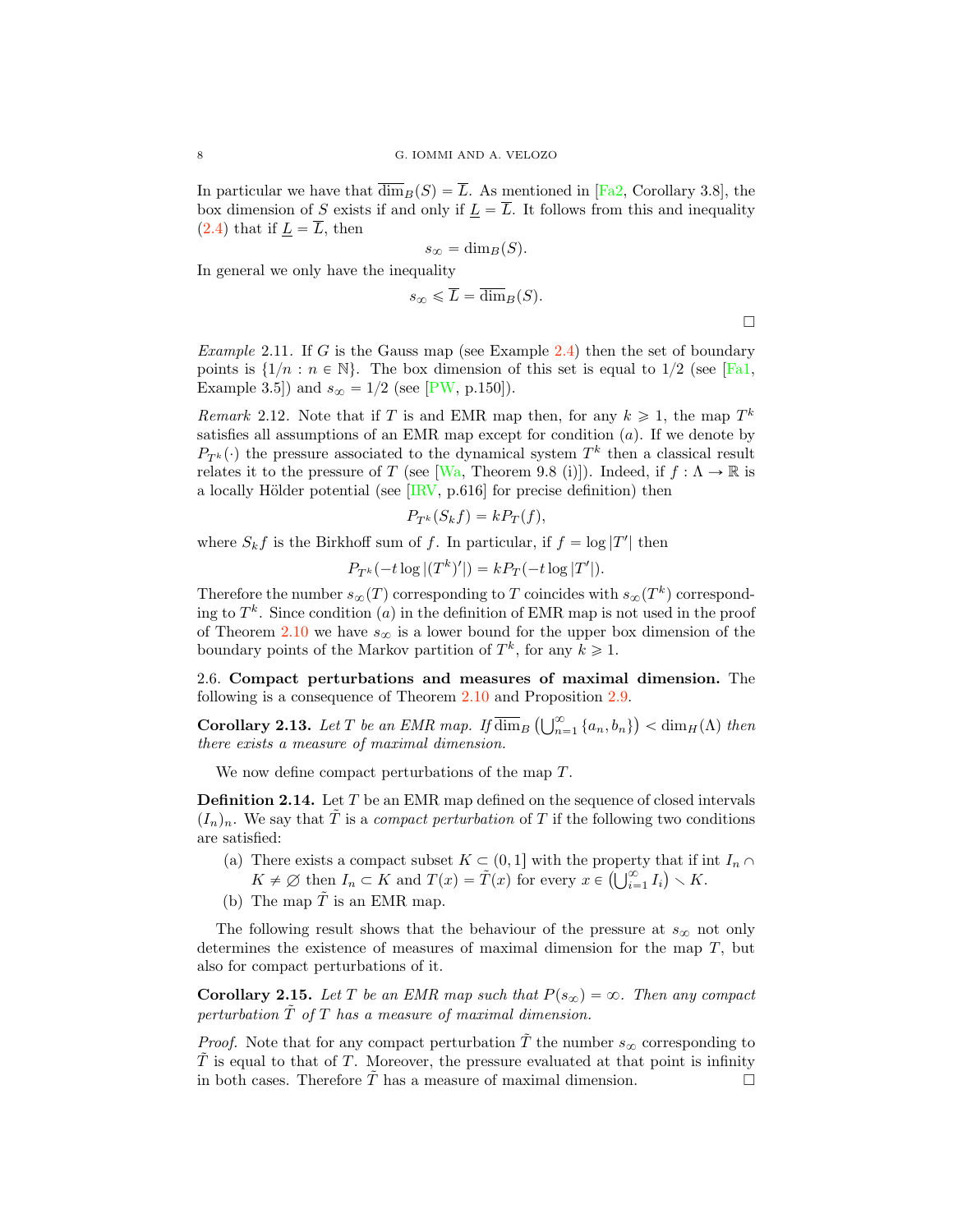In particular we have that $\overline{\dim}_B(S) = \overline{L}$. As mentioned in [Fa2, Corollary 3.8], the box dimension of $S$ exists if and only if $\underline{L} = \overline{L}$. It follows from this and inequality (2.4) that if $\underline{L} = \overline{L}$, then

$$s_\infty = \dim_B(S).$$

In general we only have the inequality

$$s_\infty \leqslant \overline{L} = \overline{\dim}_B(S).$$

□

*Example* 2.11. If $G$ is the Gauss map (see Example 2.4) then the set of boundary points is $\{1/n : n \in \mathbb{N}\}$. The box dimension of this set is equal to 1/2 (see [Fa1, Example 3.5]) and $s_\infty = 1/2$ (see [PW, p.150]).

*Remark* 2.12. Note that if $T$ is and EMR map then, for any $k \geqslant 1$, the map $T^k$ satisfies all assumptions of an EMR map except for condition $(a)$. If we denote by $P_{T^k}(\cdot)$ the pressure associated to the dynamical system $T^k$ then a classical result relates it to the pressure of $T$ (see [Wa, Theorem 9.8 (i)]). Indeed, if $f : \Lambda \to \mathbb{R}$ is a locally Hölder potential (see [IRV, p.616] for precise definition) then

$$P_{T^k}(S_k f) = kP_T(f),$$

where $S_k f$ is the Birkhoff sum of $f$. In particular, if $f = \log |T'|$ then

$$P_{T^k}(-t \log |(T^k)'|) = kP_T(-t \log |T'|).$$

Therefore the number $s_\infty(T)$ corresponding to $T$ coincides with $s_\infty(T^k)$ corresponding to $T^k$. Since condition $(a)$ in the definition of EMR map is not used in the proof of Theorem 2.10 we have $s_\infty$ is a lower bound for the upper box dimension of the boundary points of the Markov partition of $T^k$, for any $k \geqslant 1$.

## 2.6. Compact perturbations and measures of maximal dimension.

The following is a consequence of Theorem 2.10 and Proposition 2.9.

**Corollary 2.13.** *Let $T$ be an EMR map. If $\overline{\dim}_B\left(\bigcup_{n=1}^{\infty} \{a_n, b_n\}\right) < \dim_H(\Lambda)$ then there exists a measure of maximal dimension.*

We now define compact perturbations of the map $T$.

**Definition 2.14.** Let $T$ be an EMR map defined on the sequence of closed intervals $(I_n)_n$. We say that $\tilde{T}$ is a *compact perturbation* of $T$ if the following two conditions are satisfied:

(a) There exists a compact subset $K \subset (0, 1]$ with the property that if $\text{int}\, I_n \cap K \neq \varnothing$ then $I_n \subset K$ and $T(x) = \tilde{T}(x)$ for every $x \in \left(\bigcup_{i=1}^{\infty} I_i\right) \smallsetminus K$.

(b) The map $\tilde{T}$ is an EMR map.

The following result shows that the behaviour of the pressure at $s_\infty$ not only determines the existence of measures of maximal dimension for the map $T$, but also for compact perturbations of it.

**Corollary 2.15.** *Let $T$ be an EMR map such that $P(s_\infty) = \infty$. Then any compact perturbation $\tilde{T}$ of $T$ has a measure of maximal dimension.*

*Proof.* Note that for any compact perturbation $\tilde{T}$ the number $s_\infty$ corresponding to $\tilde{T}$ is equal to that of $T$. Moreover, the pressure evaluated at that point is infinity in both cases. Therefore $\tilde{T}$ has a measure of maximal dimension. □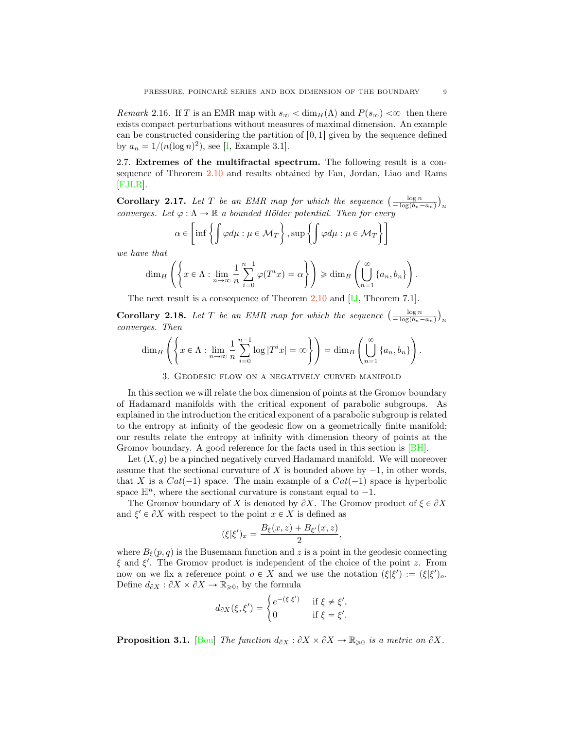*Remark* 2.16. If $T$ is an EMR map with $s_\infty < \dim_H(\Lambda)$ and $P(s_\infty) < \infty$ then there exists compact perturbations without measures of maximal dimension. An example can be constructed considering the partition of $[0,1]$ given by the sequence defined by $a_n = 1/(n(\log n)^2)$, see [I, Example 3.1].

2.7. **Extremes of the multifractal spectrum.** The following result is a consequence of Theorem 2.10 and results obtained by Fan, Jordan, Liao and Rams [FJLR].

**Corollary 2.17.** *Let $T$ be an EMR map for which the sequence $\left(\frac{\log n}{-\log(b_n - a_n)}\right)_n$ converges. Let $\varphi : \Lambda \to \mathbb{R}$ a bounded Hölder potential. Then for every*

$$\alpha \in \left[\inf\left\{\int \varphi d\mu : \mu \in \mathcal{M}_T\right\}, \sup\left\{\int \varphi d\mu : \mu \in \mathcal{M}_T\right\}\right]$$

*we have that*

$$\dim_H\left(\left\{x \in \Lambda : \lim_{n\to\infty} \frac{1}{n}\sum_{i=0}^{n-1} \varphi(T^i x) = \alpha\right\}\right) \geqslant \dim_B\left(\bigcup_{n=1}^{\infty}\{a_n, b_n\}\right).$$

The next result is a consequence of Theorem 2.10 and [IJ, Theorem 7.1].

**Corollary 2.18.** *Let $T$ be an EMR map for which the sequence $\left(\frac{\log n}{-\log(b_n - a_n)}\right)_n$ converges. Then*

$$\dim_H\left(\left\{x \in \Lambda : \lim_{n\to\infty} \frac{1}{n}\sum_{i=0}^{n-1} \log|T^i x| = \infty\right\}\right) = \dim_B\left(\bigcup_{n=1}^{\infty}\{a_n, b_n\}\right).$$

## 3. Geodesic flow on a negatively curved manifold

In this section we will relate the box dimension of points at the Gromov boundary of Hadamard manifolds with the critical exponent of parabolic subgroups. As explained in the introduction the critical exponent of a parabolic subgroup is related to the entropy at infinity of the geodesic flow on a geometrically finite manifold; our results relate the entropy at infinity with dimension theory of points at the Gromov boundary. A good reference for the facts used in this section is [BH].

Let $(X, g)$ be a pinched negatively curved Hadamard manifold. We will moreover assume that the sectional curvature of $X$ is bounded above by $-1$, in other words, that $X$ is a $Cat(-1)$ space. The main example of a $Cat(-1)$ space is hyperbolic space $\mathbb{H}^n$, where the sectional curvature is constant equal to $-1$.

The Gromov boundary of $X$ is denoted by $\partial X$. The Gromov product of $\xi \in \partial X$ and $\xi' \in \partial X$ with respect to the point $x \in X$ is defined as

$$(\xi|\xi')_x = \frac{B_\xi(x,z) + B_{\xi'}(x,z)}{2},$$

where $B_\xi(p,q)$ is the Busemann function and $z$ is a point in the geodesic connecting $\xi$ and $\xi'$. The Gromov product is independent of the choice of the point $z$. From now on we fix a reference point $o \in X$ and we use the notation $(\xi|\xi') := (\xi|\xi')_o$. Define $d_{\partial X} : \partial X \times \partial X \to \mathbb{R}_{\geqslant 0}$, by the formula

$$d_{\partial X}(\xi, \xi') = \begin{cases} e^{-(\xi|\xi')} & \text{if } \xi \neq \xi', \\ 0 & \text{if } \xi = \xi'. \end{cases}$$

**Proposition 3.1.** [Bou] *The function $d_{\partial X} : \partial X \times \partial X \to \mathbb{R}_{\geqslant 0}$ is a metric on $\partial X$.*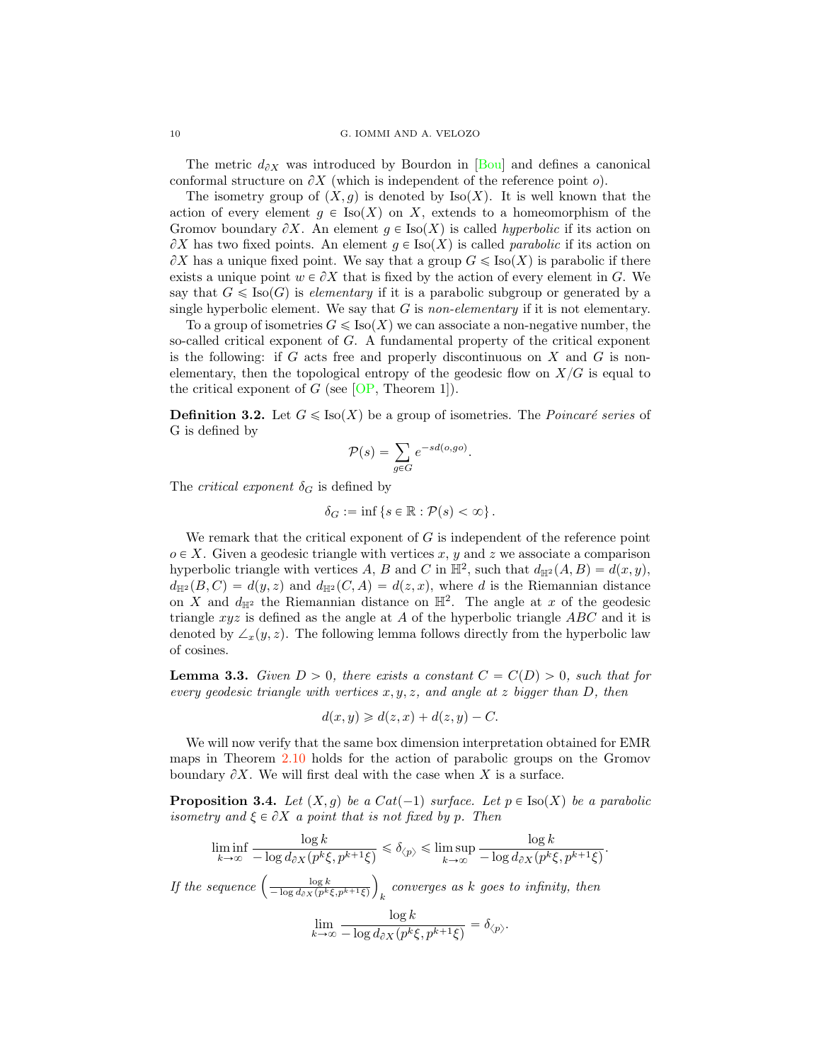The metric $d_{\partial X}$ was introduced by Bourdon in [Bou] and defines a canonical conformal structure on $\partial X$ (which is independent of the reference point $o$).

The isometry group of $(X, g)$ is denoted by $\mathrm{Iso}(X)$. It is well known that the action of every element $g \in \mathrm{Iso}(X)$ on $X$, extends to a homeomorphism of the Gromov boundary $\partial X$. An element $g \in \mathrm{Iso}(X)$ is called *hyperbolic* if its action on $\partial X$ has two fixed points. An element $g \in \mathrm{Iso}(X)$ is called *parabolic* if its action on $\partial X$ has a unique fixed point. We say that a group $G \leqslant \mathrm{Iso}(X)$ is parabolic if there exists a unique point $w \in \partial X$ that is fixed by the action of every element in $G$. We say that $G \leqslant \mathrm{Iso}(G)$ is *elementary* if it is a parabolic subgroup or generated by a single hyperbolic element. We say that $G$ is *non-elementary* if it is not elementary.

To a group of isometries $G \leqslant \mathrm{Iso}(X)$ we can associate a non-negative number, the so-called critical exponent of $G$. A fundamental property of the critical exponent is the following: if $G$ acts free and properly discontinuous on $X$ and $G$ is non-elementary, then the topological entropy of the geodesic flow on $X/G$ is equal to the critical exponent of $G$ (see [OP, Theorem 1]).

**Definition 3.2.** Let $G \leqslant \mathrm{Iso}(X)$ be a group of isometries. The *Poincaré series* of G is defined by

$$\mathcal{P}(s) = \sum_{g \in G} e^{-sd(o, go)}.$$

The *critical exponent* $\delta_G$ is defined by

$$\delta_G := \inf \{ s \in \mathbb{R} : \mathcal{P}(s) < \infty \}.$$

We remark that the critical exponent of $G$ is independent of the reference point $o \in X$. Given a geodesic triangle with vertices $x$, $y$ and $z$ we associate a comparison hyperbolic triangle with vertices $A$, $B$ and $C$ in $\mathbb{H}^2$, such that $d_{\mathbb{H}^2}(A, B) = d(x, y)$, $d_{\mathbb{H}^2}(B, C) = d(y, z)$ and $d_{\mathbb{H}^2}(C, A) = d(z, x)$, where $d$ is the Riemannian distance on $X$ and $d_{\mathbb{H}^2}$ the Riemannian distance on $\mathbb{H}^2$. The angle at $x$ of the geodesic triangle $xyz$ is defined as the angle at $A$ of the hyperbolic triangle $ABC$ and it is denoted by $\angle_x(y, z)$. The following lemma follows directly from the hyperbolic law of cosines.

**Lemma 3.3.** *Given $D > 0$, there exists a constant $C = C(D) > 0$, such that for every geodesic triangle with vertices $x, y, z$, and angle at $z$ bigger than $D$, then*

$$d(x, y) \geqslant d(z, x) + d(z, y) - C.$$

We will now verify that the same box dimension interpretation obtained for EMR maps in Theorem 2.10 holds for the action of parabolic groups on the Gromov boundary $\partial X$. We will first deal with the case when $X$ is a surface.

**Proposition 3.4.** *Let $(X, g)$ be a $Cat(-1)$ surface. Let $p \in \mathrm{Iso}(X)$ be a parabolic isometry and $\xi \in \partial X$ a point that is not fixed by $p$. Then*

$$\liminf_{k \to \infty} \frac{\log k}{-\log d_{\partial X}(p^k \xi, p^{k+1}\xi)} \leqslant \delta_{\langle p \rangle} \leqslant \limsup_{k \to \infty} \frac{\log k}{-\log d_{\partial X}(p^k \xi, p^{k+1}\xi)}.$$

*If the sequence $\left( \frac{\log k}{-\log d_{\partial X}(p^k \xi, p^{k+1}\xi)} \right)_k$ converges as $k$ goes to infinity, then*

$$\lim_{k \to \infty} \frac{\log k}{-\log d_{\partial X}(p^k \xi, p^{k+1}\xi)} = \delta_{\langle p \rangle}.$$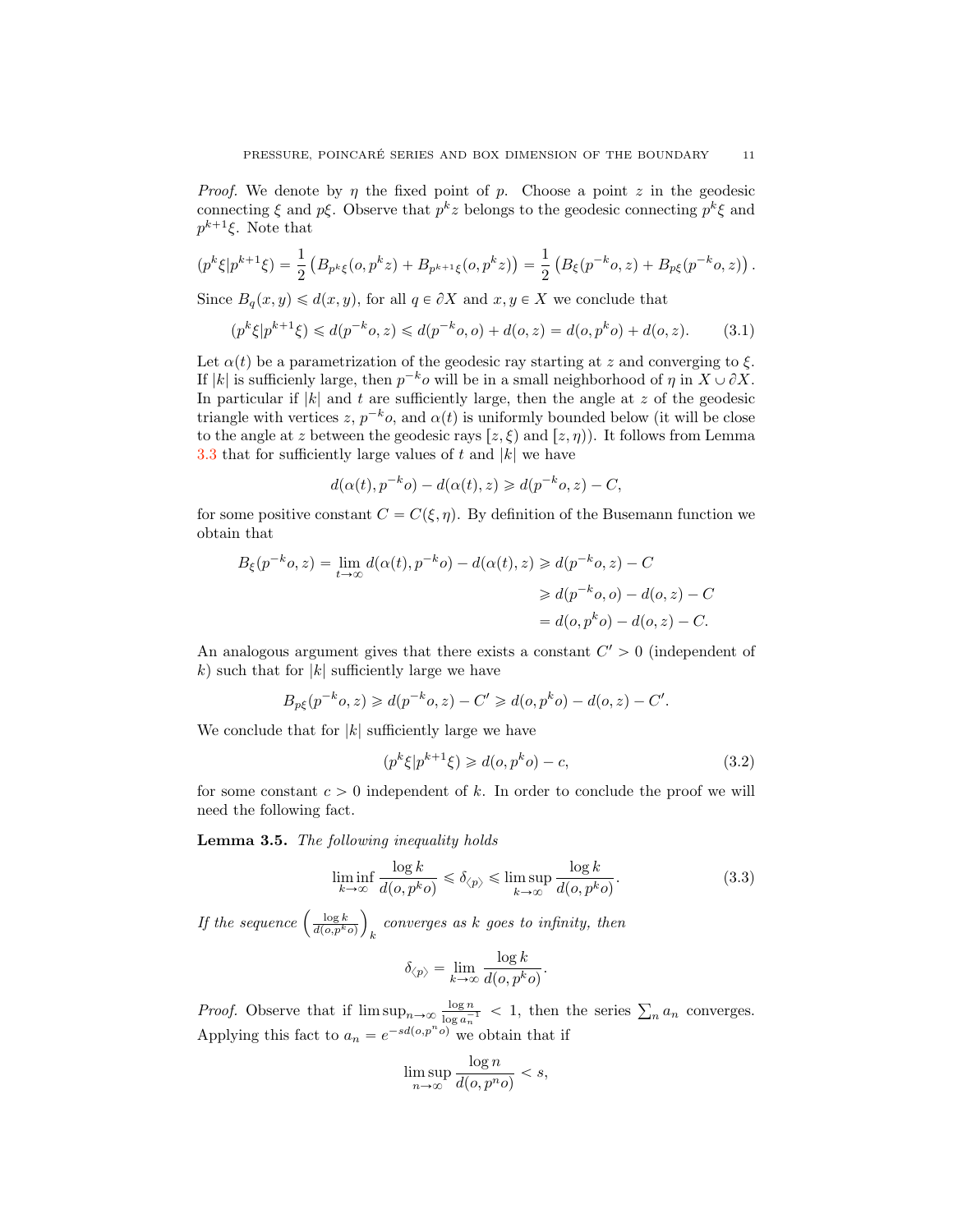*Proof.* We denote by $\eta$ the fixed point of $p$. Choose a point $z$ in the geodesic connecting $\xi$ and $p\xi$. Observe that $p^k z$ belongs to the geodesic connecting $p^k\xi$ and $p^{k+1}\xi$. Note that

$$(p^k\xi|p^{k+1}\xi) = \frac{1}{2}\left(B_{p^k\xi}(o, p^k z) + B_{p^{k+1}\xi}(o, p^k z)\right) = \frac{1}{2}\left(B_\xi(p^{-k}o, z) + B_{p\xi}(p^{-k}o, z)\right).$$

Since $B_q(x, y) \leqslant d(x, y)$, for all $q \in \partial X$ and $x, y \in X$ we conclude that

$$(p^k\xi|p^{k+1}\xi) \leqslant d(p^{-k}o, z) \leqslant d(p^{-k}o, o) + d(o, z) = d(o, p^k o) + d(o, z). \tag{3.1}$$

Let $\alpha(t)$ be a parametrization of the geodesic ray starting at $z$ and converging to $\xi$. If $|k|$ is sufficienly large, then $p^{-k}o$ will be in a small neighborhood of $\eta$ in $X \cup \partial X$. In particular if $|k|$ and $t$ are sufficiently large, then the angle at $z$ of the geodesic triangle with vertices $z$, $p^{-k}o$, and $\alpha(t)$ is uniformly bounded below (it will be close to the angle at $z$ between the geodesic rays $[z, \xi)$ and $[z, \eta)$). It follows from Lemma 3.3 that for sufficiently large values of $t$ and $|k|$ we have

$$d(\alpha(t), p^{-k}o) - d(\alpha(t), z) \geqslant d(p^{-k}o, z) - C,$$

for some positive constant $C = C(\xi, \eta)$. By definition of the Busemann function we obtain that

$$\begin{aligned}
B_\xi(p^{-k}o, z) = \lim_{t\to\infty} d(\alpha(t), p^{-k}o) - d(\alpha(t), z) &\geqslant d(p^{-k}o, z) - C \\
&\geqslant d(p^{-k}o, o) - d(o, z) - C \\
&= d(o, p^k o) - d(o, z) - C.
\end{aligned}$$

An analogous argument gives that there exists a constant $C' > 0$ (independent of $k$) such that for $|k|$ sufficiently large we have

$$B_{p\xi}(p^{-k}o, z) \geqslant d(p^{-k}o, z) - C' \geqslant d(o, p^k o) - d(o, z) - C'.$$

We conclude that for $|k|$ sufficiently large we have

$$(p^k\xi|p^{k+1}\xi) \geqslant d(o, p^k o) - c, \tag{3.2}$$

for some constant $c > 0$ independent of $k$. In order to conclude the proof we will need the following fact.

**Lemma 3.5.** *The following inequality holds*

$$\liminf_{k\to\infty} \frac{\log k}{d(o, p^k o)} \leqslant \delta_{\langle p\rangle} \leqslant \limsup_{k\to\infty} \frac{\log k}{d(o, p^k o)}. \tag{3.3}$$

*If the sequence* $\left(\frac{\log k}{d(o,p^k o)}\right)_k$ *converges as* $k$ *goes to infinity, then*

$$\delta_{\langle p\rangle} = \lim_{k\to\infty} \frac{\log k}{d(o, p^k o)}.$$

*Proof.* Observe that if $\limsup_{n\to\infty} \frac{\log n}{\log a_n^{-1}} < 1$, then the series $\sum_n a_n$ converges. Applying this fact to $a_n = e^{-sd(o,p^n o)}$ we obtain that if

$$\limsup_{n\to\infty} \frac{\log n}{d(o, p^n o)} < s,$$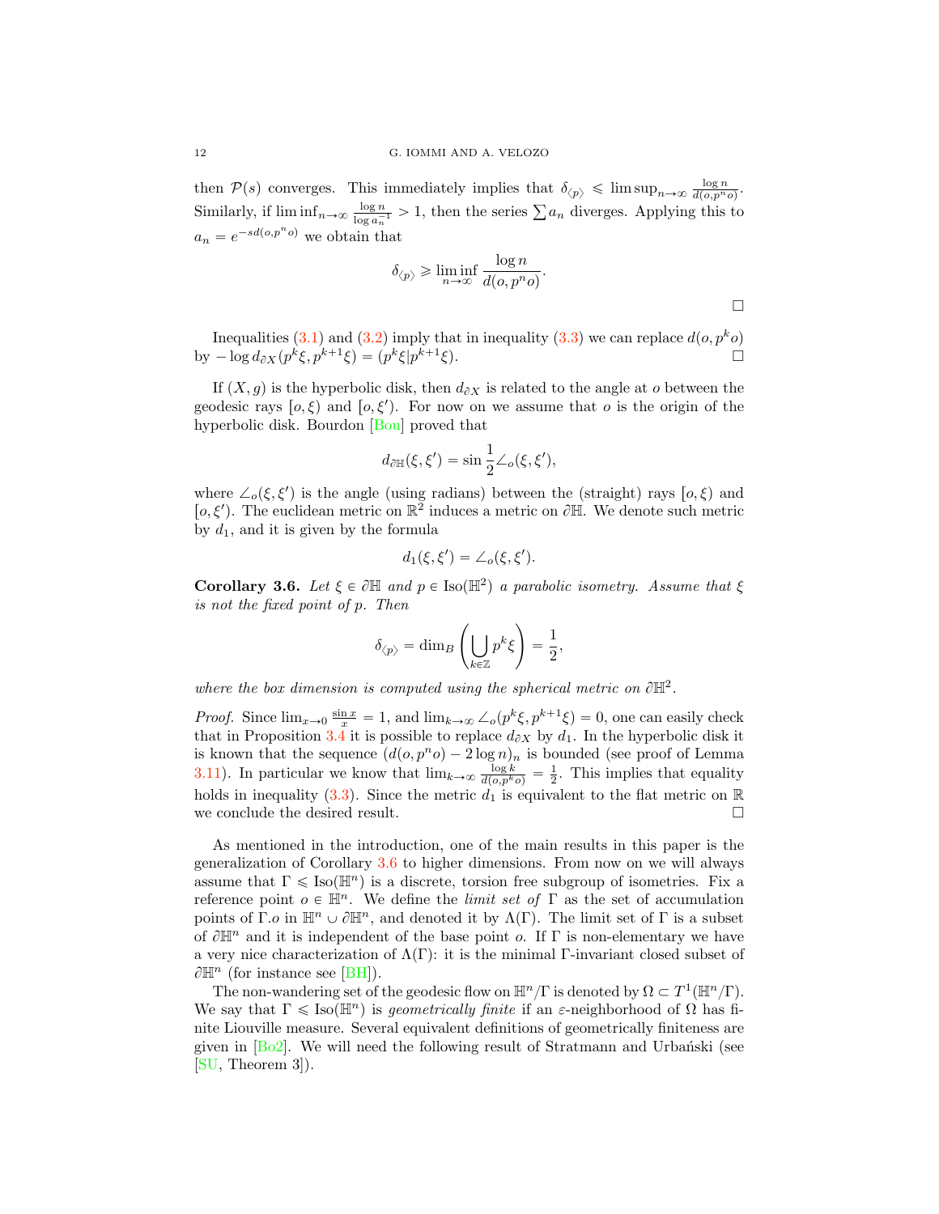then $\mathcal{P}(s)$ converges. This immediately implies that $\delta_{\langle p\rangle} \leqslant \limsup_{n\to\infty} \frac{\log n}{d(o,p^n o)}$. Similarly, if $\liminf_{n\to\infty} \frac{\log n}{\log a_n^{-1}} > 1$, then the series $\sum a_n$ diverges. Applying this to $a_n = e^{-sd(o,p^n o)}$ we obtain that

$$\delta_{\langle p\rangle} \geqslant \liminf_{n\to\infty} \frac{\log n}{d(o,p^n o)}.$$

□

Inequalities (3.1) and (3.2) imply that in inequality (3.3) we can replace $d(o,p^k o)$ by $-\log d_{\partial X}(p^k\xi, p^{k+1}\xi) = (p^k\xi|p^{k+1}\xi)$. □

If $(X,g)$ is the hyperbolic disk, then $d_{\partial X}$ is related to the angle at $o$ between the geodesic rays $[o,\xi)$ and $[o,\xi')$. For now on we assume that $o$ is the origin of the hyperbolic disk. Bourdon [Bou] proved that

$$d_{\partial\mathbb{H}}(\xi,\xi') = \sin\frac{1}{2}\angle_o(\xi,\xi'),$$

where $\angle_o(\xi,\xi')$ is the angle (using radians) between the (straight) rays $[o,\xi)$ and $[o,\xi')$. The euclidean metric on $\mathbb{R}^2$ induces a metric on $\partial\mathbb{H}$. We denote such metric by $d_1$, and it is given by the formula

$$d_1(\xi,\xi') = \angle_o(\xi,\xi').$$

**Corollary 3.6.** *Let $\xi \in \partial\mathbb{H}$ and $p \in \mathrm{Iso}(\mathbb{H}^2)$ a parabolic isometry. Assume that $\xi$ is not the fixed point of $p$. Then*

$$\delta_{\langle p\rangle} = \dim_B\left(\bigcup_{k\in\mathbb{Z}} p^k\xi\right) = \frac{1}{2},$$

*where the box dimension is computed using the spherical metric on $\partial\mathbb{H}^2$.*

*Proof.* Since $\lim_{x\to 0}\frac{\sin x}{x} = 1$, and $\lim_{k\to\infty}\angle_o(p^k\xi, p^{k+1}\xi) = 0$, one can easily check that in Proposition 3.4 it is possible to replace $d_{\partial X}$ by $d_1$. In the hyperbolic disk it is known that the sequence $(d(o,p^n o) - 2\log n)_n$ is bounded (see proof of Lemma 3.11). In particular we know that $\lim_{k\to\infty}\frac{\log k}{d(o,p^k o)} = \frac{1}{2}$. This implies that equality holds in inequality (3.3). Since the metric $d_1$ is equivalent to the flat metric on $\mathbb{R}$ we conclude the desired result. □

As mentioned in the introduction, one of the main results in this paper is the generalization of Corollary 3.6 to higher dimensions. From now on we will always assume that $\Gamma \leqslant \mathrm{Iso}(\mathbb{H}^n)$ is a discrete, torsion free subgroup of isometries. Fix a reference point $o \in \mathbb{H}^n$. We define the *limit set of* $\Gamma$ as the set of accumulation points of $\Gamma.o$ in $\mathbb{H}^n \cup \partial\mathbb{H}^n$, and denoted it by $\Lambda(\Gamma)$. The limit set of $\Gamma$ is a subset of $\partial\mathbb{H}^n$ and it is independent of the base point $o$. If $\Gamma$ is non-elementary we have a very nice characterization of $\Lambda(\Gamma)$: it is the minimal $\Gamma$-invariant closed subset of $\partial\mathbb{H}^n$ (for instance see [BH]).

The non-wandering set of the geodesic flow on $\mathbb{H}^n/\Gamma$ is denoted by $\Omega \subset T^1(\mathbb{H}^n/\Gamma)$. We say that $\Gamma \leqslant \mathrm{Iso}(\mathbb{H}^n)$ is *geometrically finite* if an $\varepsilon$-neighborhood of $\Omega$ has finite Liouville measure. Several equivalent definitions of geometrically finiteness are given in [Bo2]. We will need the following result of Stratmann and Urbański (see [SU, Theorem 3]).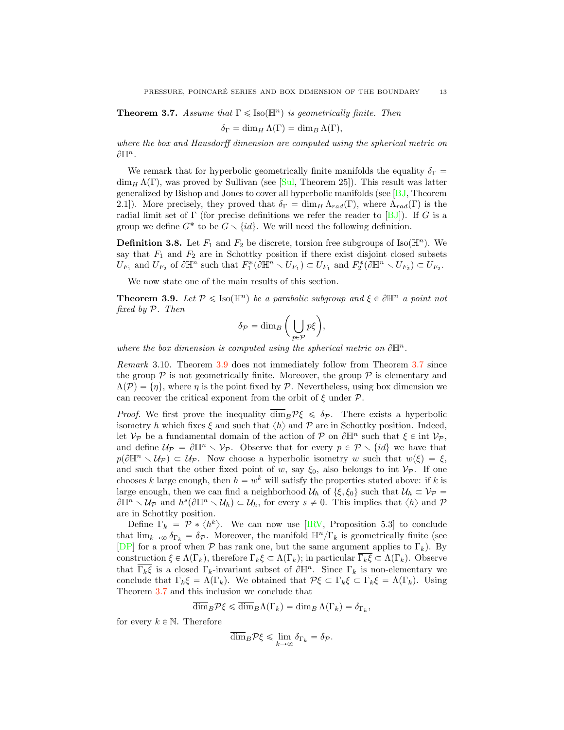**Theorem 3.7.** *Assume that $\Gamma \leqslant \mathrm{Iso}(\mathbb{H}^n)$ is geometrically finite. Then*

$$\delta_\Gamma = \dim_H \Lambda(\Gamma) = \dim_B \Lambda(\Gamma),$$

*where the box and Hausdorff dimension are computed using the spherical metric on $\partial\mathbb{H}^n$.*

We remark that for hyperbolic geometrically finite manifolds the equality $\delta_\Gamma = \dim_H \Lambda(\Gamma)$, was proved by Sullivan (see [Sul, Theorem 25]). This result was latter generalized by Bishop and Jones to cover all hyperbolic manifolds (see [BJ, Theorem 2.1]). More precisely, they proved that $\delta_\Gamma = \dim_H \Lambda_{rad}(\Gamma)$, where $\Lambda_{rad}(\Gamma)$ is the radial limit set of $\Gamma$ (for precise definitions we refer the reader to [BJ]). If $G$ is a group we define $G^*$ to be $G \smallsetminus \{id\}$. We will need the following definition.

**Definition 3.8.** Let $F_1$ and $F_2$ be discrete, torsion free subgroups of $\mathrm{Iso}(\mathbb{H}^n)$. We say that $F_1$ and $F_2$ are in Schottky position if there exist disjoint closed subsets $U_{F_1}$ and $U_{F_2}$ of $\partial\mathbb{H}^n$ such that $F_1^*(\partial\mathbb{H}^n \smallsetminus U_{F_1}) \subset U_{F_1}$ and $F_2^*(\partial\mathbb{H}^n \smallsetminus U_{F_2}) \subset U_{F_2}$.

We now state one of the main results of this section.

**Theorem 3.9.** *Let $\mathcal{P} \leqslant \mathrm{Iso}(\mathbb{H}^n)$ be a parabolic subgroup and $\xi \in \partial\mathbb{H}^n$ a point not fixed by $\mathcal{P}$. Then*

$$\delta_{\mathcal{P}} = \dim_B \bigg( \bigcup_{p \in \mathcal{P}} p\xi \bigg),$$

*where the box dimension is computed using the spherical metric on $\partial\mathbb{H}^n$.*

*Remark* 3.10. Theorem 3.9 does not immediately follow from Theorem 3.7 since the group $\mathcal{P}$ is not geometrically finite. Moreover, the group $\mathcal{P}$ is elementary and $\Lambda(\mathcal{P}) = \{\eta\}$, where $\eta$ is the point fixed by $\mathcal{P}$. Nevertheless, using box dimension we can recover the critical exponent from the orbit of $\xi$ under $\mathcal{P}$.

*Proof.* We first prove the inequality $\overline{\dim}_B \mathcal{P}\xi \leqslant \delta_{\mathcal{P}}$. There exists a hyperbolic isometry $h$ which fixes $\xi$ and such that $\langle h \rangle$ and $\mathcal{P}$ are in Schottky position. Indeed, let $\mathcal{V}_{\mathcal{P}}$ be a fundamental domain of the action of $\mathcal{P}$ on $\partial\mathbb{H}^n$ such that $\xi \in \mathrm{int}\, \mathcal{V}_{\mathcal{P}}$, and define $\mathcal{U}_{\mathcal{P}} = \partial\mathbb{H}^n \smallsetminus \mathcal{V}_{\mathcal{P}}$. Observe that for every $p \in \mathcal{P} \smallsetminus \{id\}$ we have that $p(\partial\mathbb{H}^n \smallsetminus \mathcal{U}_{\mathcal{P}}) \subset \mathcal{U}_{\mathcal{P}}$. Now choose a hyperbolic isometry $w$ such that $w(\xi) = \xi$, and such that the other fixed point of $w$, say $\xi_0$, also belongs to $\mathrm{int}\, \mathcal{V}_{\mathcal{P}}$. If one chooses $k$ large enough, then $h = w^k$ will satisfy the properties stated above: if $k$ is large enough, then we can find a neighborhood $\mathcal{U}_h$ of $\{\xi, \xi_0\}$ such that $\mathcal{U}_h \subset \mathcal{V}_{\mathcal{P}} = \partial\mathbb{H}^n \smallsetminus \mathcal{U}_{\mathcal{P}}$ and $h^s(\partial\mathbb{H}^n \smallsetminus \mathcal{U}_h) \subset \mathcal{U}_h$, for every $s \neq 0$. This implies that $\langle h \rangle$ and $\mathcal{P}$ are in Schottky position.

Define $\Gamma_k = \mathcal{P} * \langle h^k \rangle$. We can now use [IRV, Proposition 5.3] to conclude that $\lim_{k\to\infty} \delta_{\Gamma_k} = \delta_{\mathcal{P}}$. Moreover, the manifold $\mathbb{H}^n/\Gamma_k$ is geometrically finite (see [DP] for a proof when $\mathcal{P}$ has rank one, but the same argument applies to $\Gamma_k$). By construction $\xi \in \Lambda(\Gamma_k)$, therefore $\Gamma_k\xi \subset \Lambda(\Gamma_k)$; in particular $\overline{\Gamma_k\xi} \subset \Lambda(\Gamma_k)$. Observe that $\overline{\Gamma_k\xi}$ is a closed $\Gamma_k$-invariant subset of $\partial\mathbb{H}^n$. Since $\Gamma_k$ is non-elementary we conclude that $\overline{\Gamma_k\xi} = \Lambda(\Gamma_k)$. We obtained that $\mathcal{P}\xi \subset \Gamma_k\xi \subset \overline{\Gamma_k\xi} = \Lambda(\Gamma_k)$. Using Theorem 3.7 and this inclusion we conclude that

$$\overline{\dim}_B \mathcal{P}\xi \leqslant \overline{\dim}_B \Lambda(\Gamma_k) = \dim_B \Lambda(\Gamma_k) = \delta_{\Gamma_k},$$

for every $k \in \mathbb{N}$. Therefore

$$\overline{\dim}_B \mathcal{P}\xi \leqslant \lim_{k\to\infty} \delta_{\Gamma_k} = \delta_{\mathcal{P}}.$$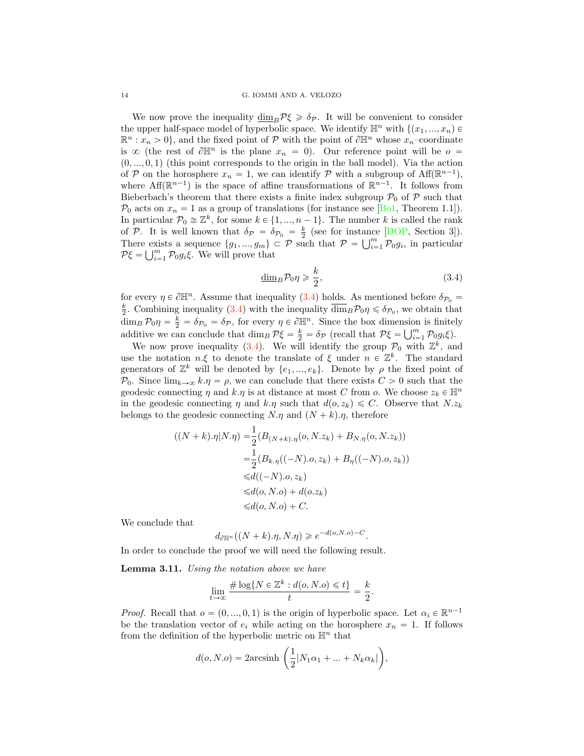We now prove the inequality $\underline{\dim}_B \mathcal{P}\xi \geqslant \delta_{\mathcal{P}}$. It will be convenient to consider the upper half-space model of hyperbolic space. We identify $\mathbb{H}^n$ with $\{(x_1, ..., x_n) \in \mathbb{R}^n : x_n > 0\}$, and the fixed point of $\mathcal{P}$ with the point of $\partial\mathbb{H}^n$ whose $x_n$–coordinate is $\infty$ (the rest of $\partial\mathbb{H}^n$ is the plane $x_n = 0$). Our reference point will be $o = (0, ..., 0, 1)$ (this point corresponds to the origin in the ball model). Via the action of $\mathcal{P}$ on the horosphere $x_n = 1$, we can identify $\mathcal{P}$ with a subgroup of $\text{Aff}(\mathbb{R}^{n-1})$, where $\text{Aff}(\mathbb{R}^{n-1})$ is the space of affine transformations of $\mathbb{R}^{n-1}$. It follows from Bieberbach's theorem that there exists a finite index subgroup $\mathcal{P}_0$ of $\mathcal{P}$ such that $\mathcal{P}_0$ acts on $x_n = 1$ as a group of translations (for instance see [Bo1, Theorem 1.1]). In particular $\mathcal{P}_0 \cong \mathbb{Z}^k$, for some $k \in \{1, ..., n-1\}$. The number $k$ is called the rank of $\mathcal{P}$. It is well known that $\delta_{\mathcal{P}} = \delta_{\mathcal{P}_0} = \frac{k}{2}$ (see for instance [DOP, Section 3]). There exists a sequence $\{g_1, ..., g_m\} \subset \mathcal{P}$ such that $\mathcal{P} = \bigcup_{i=1}^m \mathcal{P}_0 g_i$, in particular $\mathcal{P}\xi = \bigcup_{i=1}^m \mathcal{P}_0 g_i \xi$. We will prove that

$$\underline{\dim}_B \mathcal{P}_0 \eta \geqslant \frac{k}{2}, \tag{3.4}$$

for every $\eta \in \partial\mathbb{H}^n$. Assume that inequality (3.4) holds. As mentioned before $\delta_{\mathcal{P}_0} = \frac{k}{2}$. Combining inequality (3.4) with the inequality $\overline{\dim}_B \mathcal{P}_0 \eta \leqslant \delta_{\mathcal{P}_0}$, we obtain that $\dim_B \mathcal{P}_0 \eta = \frac{k}{2} = \delta_{\mathcal{P}_0} = \delta_{\mathcal{P}}$, for every $\eta \in \partial\mathbb{H}^n$. Since the box dimension is finitely additive we can conclude that $\dim_B \mathcal{P}\xi = \frac{k}{2} = \delta_{\mathcal{P}}$ (recall that $\mathcal{P}\xi = \bigcup_{i=1}^m \mathcal{P}_0 g_i \xi$).

We now prove inequality (3.4). We will identify the group $\mathcal{P}_0$ with $\mathbb{Z}^k$, and use the notation $n.\xi$ to denote the translate of $\xi$ under $n \in \mathbb{Z}^k$. The standard generators of $\mathbb{Z}^k$ will be denoted by $\{e_1, ..., e_k\}$. Denote by $\rho$ the fixed point of $\mathcal{P}_0$. Since $\lim_{k\to\infty} k.\eta = \rho$, we can conclude that there exists $C > 0$ such that the geodesic connecting $\eta$ and $k.\eta$ is at distance at most $C$ from $o$. We choose $z_k \in \mathbb{H}^n$ in the geodesic connecting $\eta$ and $k.\eta$ such that $d(o, z_k) \leqslant C$. Observe that $N.z_k$ belongs to the geodesic connecting $N.\eta$ and $(N+k).\eta$, therefore

$$\begin{aligned}
((N+k).\eta | N.\eta) =& \frac{1}{2}(B_{(N+k).\eta}(o, N.z_k) + B_{N.\eta}(o, N.z_k)) \\
=& \frac{1}{2}(B_{k.\eta}((-N).o, z_k) + B_{\eta}((-N).o, z_k)) \\
\leqslant& d((-N).o, z_k) \\
\leqslant& d(o, N.o) + d(o.z_k) \\
\leqslant& d(o, N.o) + C.
\end{aligned}$$

We conclude that

$$d_{\partial\mathbb{H}^n}((N+k).\eta, N.\eta) \geqslant e^{-d(o,N.o)-C}.$$

In order to conclude the proof we will need the following result.

**Lemma 3.11.** *Using the notation above we have*

$$\lim_{t\to\infty} \frac{\# \log\{N \in \mathbb{Z}^k : d(o, N.o) \leqslant t\}}{t} = \frac{k}{2}.$$

*Proof.* Recall that $o = (0, ..., 0, 1)$ is the origin of hyperbolic space. Let $\alpha_i \in \mathbb{R}^{n-1}$ be the translation vector of $e_i$ while acting on the horosphere $x_n = 1$. If follows from the definition of the hyperbolic metric on $\mathbb{H}^n$ that

$$d(o, N.o) = 2\text{arcsinh}\left(\frac{1}{2}|N_1\alpha_1 + ... + N_k\alpha_k|\right),$$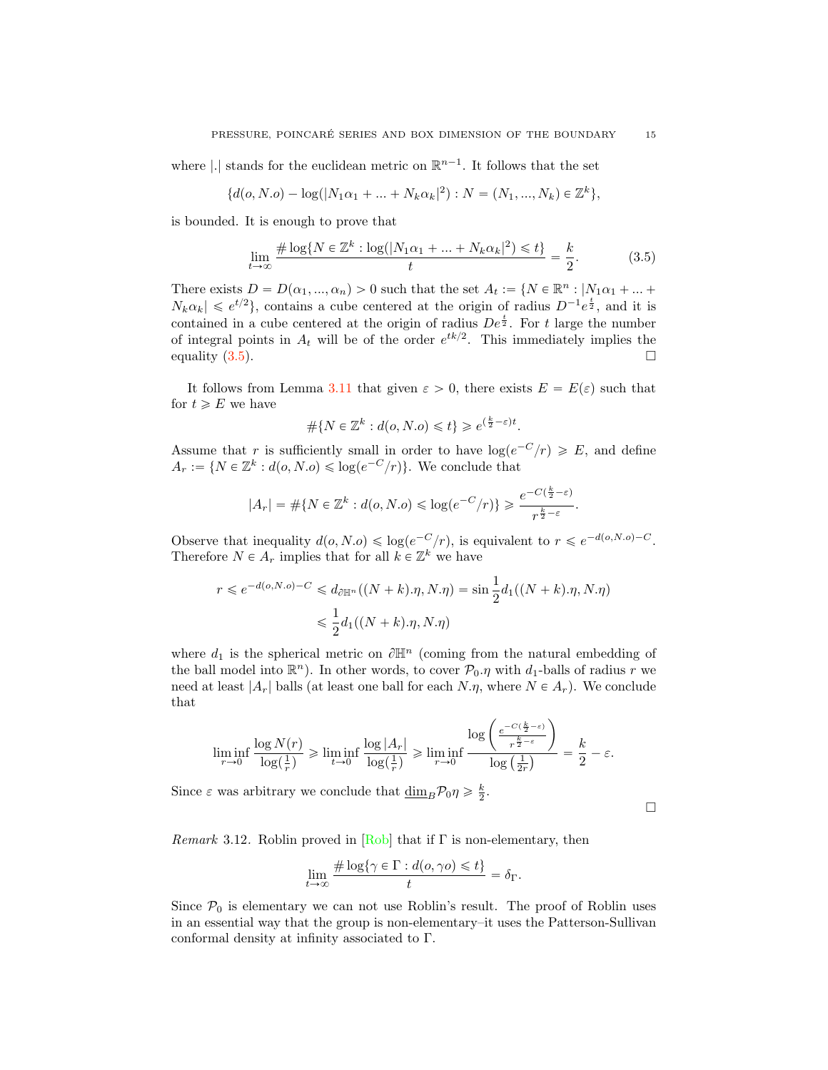where $|.|$ stands for the euclidean metric on $\mathbb{R}^{n-1}$. It follows that the set

$$\{d(o, N.o) - \log(|N_1\alpha_1 + ... + N_k\alpha_k|^2) : N = (N_1, ..., N_k) \in \mathbb{Z}^k\},$$

is bounded. It is enough to prove that

$$\lim_{t\to\infty} \frac{\# \log\{N \in \mathbb{Z}^k : \log(|N_1\alpha_1 + ... + N_k\alpha_k|^2) \leqslant t\}}{t} = \frac{k}{2}. \tag{3.5}$$

There exists $D = D(\alpha_1, ..., \alpha_n) > 0$ such that the set $A_t := \{N \in \mathbb{R}^n : |N_1\alpha_1 + ... + N_k\alpha_k| \leqslant e^{t/2}\}$, contains a cube centered at the origin of radius $D^{-1}e^{\frac{t}{2}}$, and it is contained in a cube centered at the origin of radius $De^{\frac{t}{2}}$. For $t$ large the number of integral points in $A_t$ will be of the order $e^{tk/2}$. This immediately implies the equality (3.5). □

It follows from Lemma 3.11 that given $\varepsilon > 0$, there exists $E = E(\varepsilon)$ such that for $t \geqslant E$ we have

$$\#\{N \in \mathbb{Z}^k : d(o, N.o) \leqslant t\} \geqslant e^{(\frac{k}{2}-\varepsilon)t}.$$

Assume that $r$ is sufficiently small in order to have $\log(e^{-C}/r) \geqslant E$, and define $A_r := \{N \in \mathbb{Z}^k : d(o, N.o) \leqslant \log(e^{-C}/r)\}$. We conclude that

$$|A_r| = \#\{N \in \mathbb{Z}^k : d(o, N.o) \leqslant \log(e^{-C}/r)\} \geqslant \frac{e^{-C(\frac{k}{2}-\varepsilon)}}{r^{\frac{k}{2}-\varepsilon}}.$$

Observe that inequality $d(o, N.o) \leqslant \log(e^{-C}/r)$, is equivalent to $r \leqslant e^{-d(o,N.o)-C}$. Therefore $N \in A_r$ implies that for all $k \in \mathbb{Z}^k$ we have

$$\begin{aligned} r \leqslant e^{-d(o,N.o)-C} &\leqslant d_{\partial\mathbb{H}^n}((N+k).\eta, N.\eta) = \sin\frac{1}{2}d_1((N+k).\eta, N.\eta) \\ &\leqslant \frac{1}{2}d_1((N+k).\eta, N.\eta) \end{aligned}$$

where $d_1$ is the spherical metric on $\partial\mathbb{H}^n$ (coming from the natural embedding of the ball model into $\mathbb{R}^n$). In other words, to cover $\mathcal{P}_0.\eta$ with $d_1$-balls of radius $r$ we need at least $|A_r|$ balls (at least one ball for each $N.\eta$, where $N \in A_r$). We conclude that

$$\liminf_{r\to 0} \frac{\log N(r)}{\log(\frac{1}{r})} \geqslant \liminf_{t\to 0} \frac{\log |A_r|}{\log(\frac{1}{r})} \geqslant \liminf_{r\to 0} \frac{\log\left(\frac{e^{-C(\frac{k}{2}-\varepsilon)}}{r^{\frac{k}{2}-\varepsilon}}\right)}{\log\left(\frac{1}{2r}\right)} = \frac{k}{2} - \varepsilon.$$

Since $\varepsilon$ was arbitrary we conclude that $\underline{\dim}_B \mathcal{P}_0\eta \geqslant \frac{k}{2}$.

□

*Remark* 3.12. Roblin proved in [Rob] that if $\Gamma$ is non-elementary, then

$$\lim_{t\to\infty} \frac{\# \log\{\gamma \in \Gamma : d(o, \gamma o) \leqslant t\}}{t} = \delta_\Gamma.$$

Since $\mathcal{P}_0$ is elementary we can not use Roblin's result. The proof of Roblin uses in an essential way that the group is non-elementary–it uses the Patterson-Sullivan conformal density at infinity associated to $\Gamma$.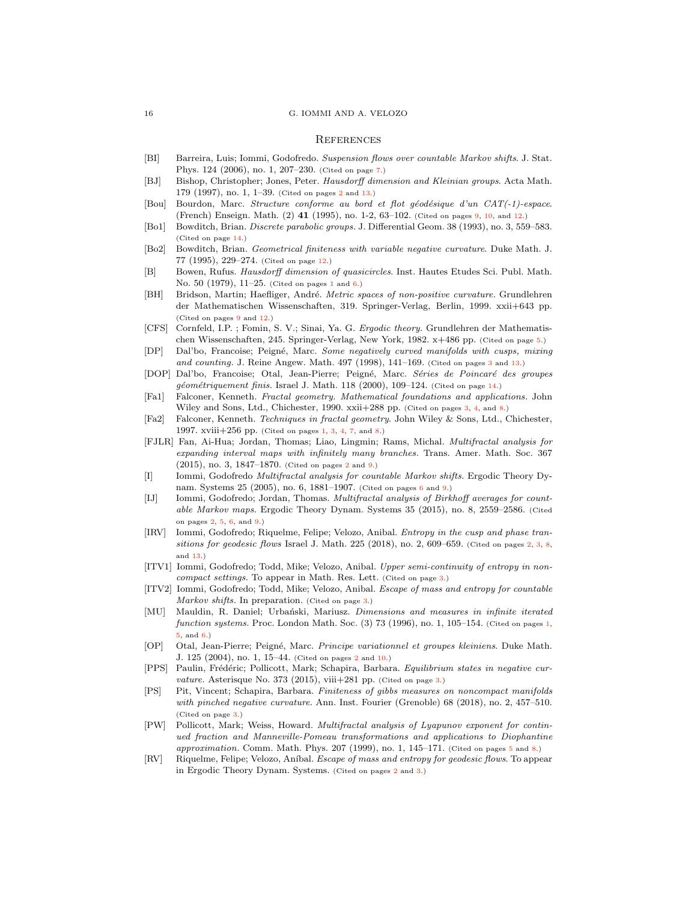## References

[BI] Barreira, Luis; Iommi, Godofredo. *Suspension flows over countable Markov shifts*. J. Stat. Phys. 124 (2006), no. 1, 207–230. (Cited on page 7.)

[BJ] Bishop, Christopher; Jones, Peter. *Hausdorff dimension and Kleinian groups*. Acta Math. 179 (1997), no. 1, 1–39. (Cited on pages 2 and 13.)

[Bou] Bourdon, Marc. *Structure conforme au bord et flot géodésique d'un CAT(-1)-espace*. (French) Enseign. Math. (2) **41** (1995), no. 1-2, 63–102. (Cited on pages 9, 10, and 12.)

[Bo1] Bowditch, Brian. *Discrete parabolic groups*. J. Differential Geom. 38 (1993), no. 3, 559–583. (Cited on page 14.)

[Bo2] Bowditch, Brian. *Geometrical finiteness with variable negative curvature*. Duke Math. J. 77 (1995), 229–274. (Cited on page 12.)

[B] Bowen, Rufus. *Hausdorff dimension of quasicircles*. Inst. Hautes Etudes Sci. Publ. Math. No. 50 (1979), 11–25. (Cited on pages 1 and 6.)

[BH] Bridson, Martin; Haefliger, André. *Metric spaces of non-positive curvature*. Grundlehren der Mathematischen Wissenschaften, 319. Springer-Verlag, Berlin, 1999. xxii+643 pp. (Cited on pages 9 and 12.)

[CFS] Cornfeld, I.P. ; Fomin, S. V.; Sinai, Ya. G. *Ergodic theory*. Grundlehren der Mathematischen Wissenschaften, 245. Springer-Verlag, New York, 1982. x+486 pp. (Cited on page 5.)

[DP] Dal'bo, Francoise; Peigné, Marc. *Some negatively curved manifolds with cusps, mixing and counting*. J. Reine Angew. Math. 497 (1998), 141–169. (Cited on pages 3 and 13.)

[DOP] Dal'bo, Francoise; Otal, Jean-Pierre; Peigné, Marc. *Séries de Poincaré des groupes géométriquement finis*. Israel J. Math. 118 (2000), 109–124. (Cited on page 14.)

[Fa1] Falconer, Kenneth. *Fractal geometry. Mathematical foundations and applications*. John Wiley and Sons, Ltd., Chichester, 1990. xxii+288 pp. (Cited on pages 3, 4, and 8.)

[Fa2] Falconer, Kenneth. *Techniques in fractal geometry*. John Wiley & Sons, Ltd., Chichester, 1997. xviii+256 pp. (Cited on pages 1, 3, 4, 7, and 8.)

[FJLR] Fan, Ai-Hua; Jordan, Thomas; Liao, Lingmin; Rams, Michal. *Multifractal analysis for expanding interval maps with infinitely many branches*. Trans. Amer. Math. Soc. 367 (2015), no. 3, 1847–1870. (Cited on pages 2 and 9.)

[I] Iommi, Godofredo *Multifractal analysis for countable Markov shifts*. Ergodic Theory Dynam. Systems 25 (2005), no. 6, 1881–1907. (Cited on pages 6 and 9.)

[IJ] Iommi, Godofredo; Jordan, Thomas. *Multifractal analysis of Birkhoff averages for countable Markov maps*. Ergodic Theory Dynam. Systems 35 (2015), no. 8, 2559–2586. (Cited on pages 2, 5, 6, and 9.)

[IRV] Iommi, Godofredo; Riquelme, Felipe; Velozo, Anibal. *Entropy in the cusp and phase transitions for geodesic flows* Israel J. Math. 225 (2018), no. 2, 609–659. (Cited on pages 2, 3, 8, and 13.)

[ITV1] Iommi, Godofredo; Todd, Mike; Velozo, Anibal. *Upper semi-continuity of entropy in non-compact settings*. To appear in Math. Res. Lett. (Cited on page 3.)

[ITV2] Iommi, Godofredo; Todd, Mike; Velozo, Anibal. *Escape of mass and entropy for countable Markov shifts*. In preparation. (Cited on page 3.)

[MU] Mauldin, R. Daniel; Urbański, Mariusz. *Dimensions and measures in infinite iterated function systems*. Proc. London Math. Soc. (3) 73 (1996), no. 1, 105–154. (Cited on pages 1, 5, and 6.)

[OP] Otal, Jean-Pierre; Peigné, Marc. *Principe variationnel et groupes kleiniens*. Duke Math. J. 125 (2004), no. 1, 15–44. (Cited on pages 2 and 10.)

[PPS] Paulin, Frédéric; Pollicott, Mark; Schapira, Barbara. *Equilibrium states in negative curvature*. Asterisque No. 373 (2015), viii+281 pp. (Cited on page 3.)

[PS] Pit, Vincent; Schapira, Barbara. *Finiteness of gibbs measures on noncompact manifolds with pinched negative curvature*. Ann. Inst. Fourier (Grenoble) 68 (2018), no. 2, 457–510. (Cited on page 3.)

[PW] Pollicott, Mark; Weiss, Howard. *Multifractal analysis of Lyapunov exponent for continued fraction and Manneville-Pomeau transformations and applications to Diophantine approximation*. Comm. Math. Phys. 207 (1999), no. 1, 145–171. (Cited on pages 5 and 8.)

[RV] Riquelme, Felipe; Velozo, Aníbal. *Escape of mass and entropy for geodesic flows*. To appear in Ergodic Theory Dynam. Systems. (Cited on pages 2 and 3.)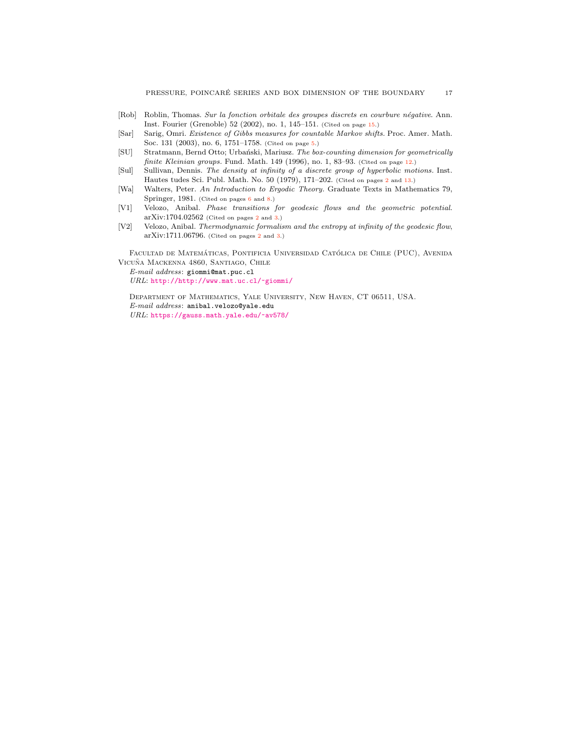- [Rob] Roblin, Thomas. *Sur la fonction orbitale des groupes discrets en courbure négative*. Ann. Inst. Fourier (Grenoble) 52 (2002), no. 1, 145–151. (Cited on page 15.)
- [Sar] Sarig, Omri. *Existence of Gibbs measures for countable Markov shifts*. Proc. Amer. Math. Soc. 131 (2003), no. 6, 1751–1758. (Cited on page 5.)
- [SU] Stratmann, Bernd Otto; Urbański, Mariusz. *The box-counting dimension for geometrically finite Kleinian groups*. Fund. Math. 149 (1996), no. 1, 83–93. (Cited on page 12.)
- [Sul] Sullivan, Dennis. *The density at infinity of a discrete group of hyperbolic motions*. Inst. Hautes tudes Sci. Publ. Math. No. 50 (1979), 171–202. (Cited on pages 2 and 13.)
- [Wa] Walters, Peter. *An Introduction to Ergodic Theory*. Graduate Texts in Mathematics 79, Springer, 1981. (Cited on pages 6 and 8.)
- [V1] Velozo, Anibal. *Phase transitions for geodesic flows and the geometric potential*. arXiv:1704.02562 (Cited on pages 2 and 3.)
- [V2] Velozo, Anibal. *Thermodynamic formalism and the entropy at infinity of the geodesic flow*, arXiv:1711.06796. (Cited on pages 2 and 3.)

Facultad de Matemáticas, Pontificia Universidad Católica de Chile (PUC), Avenida Vicuña Mackenna 4860, Santiago, Chile

*E-mail address*: giommi@mat.puc.cl

*URL*: http://http://www.mat.uc.cl/~giommi/

Department of Mathematics, Yale University, New Haven, CT 06511, USA.

*E-mail address*: anibal.velozo@yale.edu

*URL*: https://gauss.math.yale.edu/~av578/